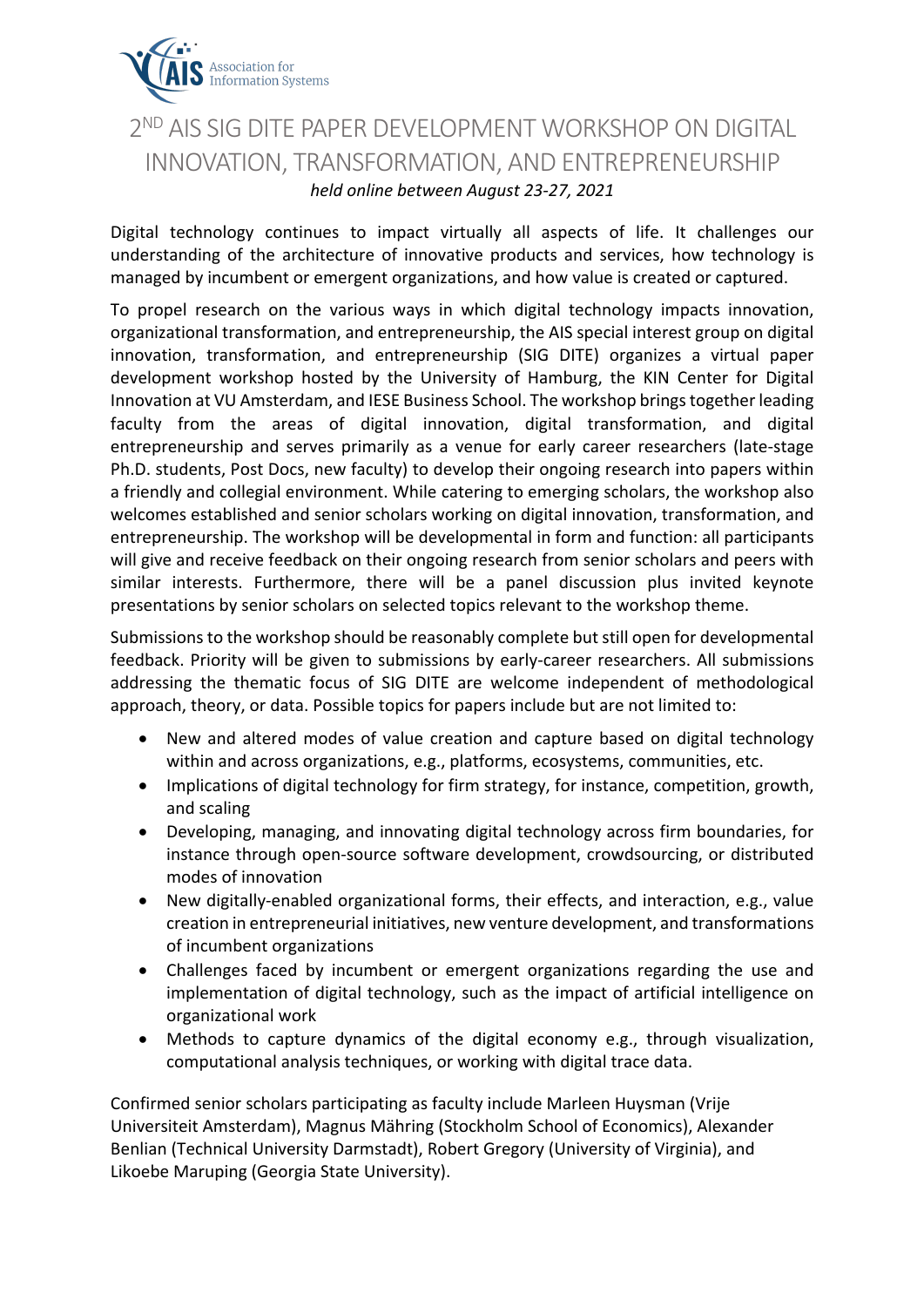Association for Information Systems

# 2ND AIS SIG DITE PAPER DEVELOPMENT WORKSHOP ON DIGITAL INNOVATION, TRANSFORMATION, AND ENTREPRENEURSHIP

*held online between August 23-27, 2021*

Digital technology continues to impact virtually all aspects of life. It challenges our understanding of the architecture of innovative products and services, how technology is managed by incumbent or emergent organizations, and how value is created or captured.

To propel research on the various ways in which digital technology impacts innovation, organizational transformation, and entrepreneurship, the AIS special interest group on digital innovation, transformation, and entrepreneurship (SIG DITE) organizes a virtual paper development workshop hosted by the University of Hamburg, the KIN Center for Digital Innovation at VU Amsterdam, and IESE Business School. The workshop brings together leading faculty from the areas of digital innovation, digital transformation, and digital entrepreneurship and serves primarily as a venue for early career researchers (late-stage Ph.D. students, Post Docs, new faculty) to develop their ongoing research into papers within a friendly and collegial environment. While catering to emerging scholars, the workshop also welcomes established and senior scholars working on digital innovation, transformation, and entrepreneurship. The workshop will be developmental in form and function: all participants will give and receive feedback on their ongoing research from senior scholars and peers with similar interests. Furthermore, there will be a panel discussion plus invited keynote presentations by senior scholars on selected topics relevant to the workshop theme.

Submissions to the workshop should be reasonably complete but still open for developmental feedback. Priority will be given to submissions by early-career researchers. All submissions addressing the thematic focus of SIG DITE are welcome independent of methodological approach, theory, or data. Possible topics for papers include but are not limited to:

- New and altered modes of value creation and capture based on digital technology within and across organizations, e.g., platforms, ecosystems, communities, etc.
- Implications of digital technology for firm strategy, for instance, competition, growth, and scaling
- Developing, managing, and innovating digital technology across firm boundaries, for instance through open-source software development, crowdsourcing, or distributed modes of innovation
- New digitally-enabled organizational forms, their effects, and interaction, e.g., value creation in entrepreneurial initiatives, new venture development, and transformations of incumbent organizations
- Challenges faced by incumbent or emergent organizations regarding the use and implementation of digital technology, such as the impact of artificial intelligence on organizational work
- Methods to capture dynamics of the digital economy e.g., through visualization, computational analysis techniques, or working with digital trace data.

Confirmed senior scholars participating as faculty include Marleen Huysman (Vrije Universiteit Amsterdam), Magnus Mähring (Stockholm School of Economics), Alexander Benlian (Technical University Darmstadt), Robert Gregory (University of Virginia), and Likoebe Maruping (Georgia State University).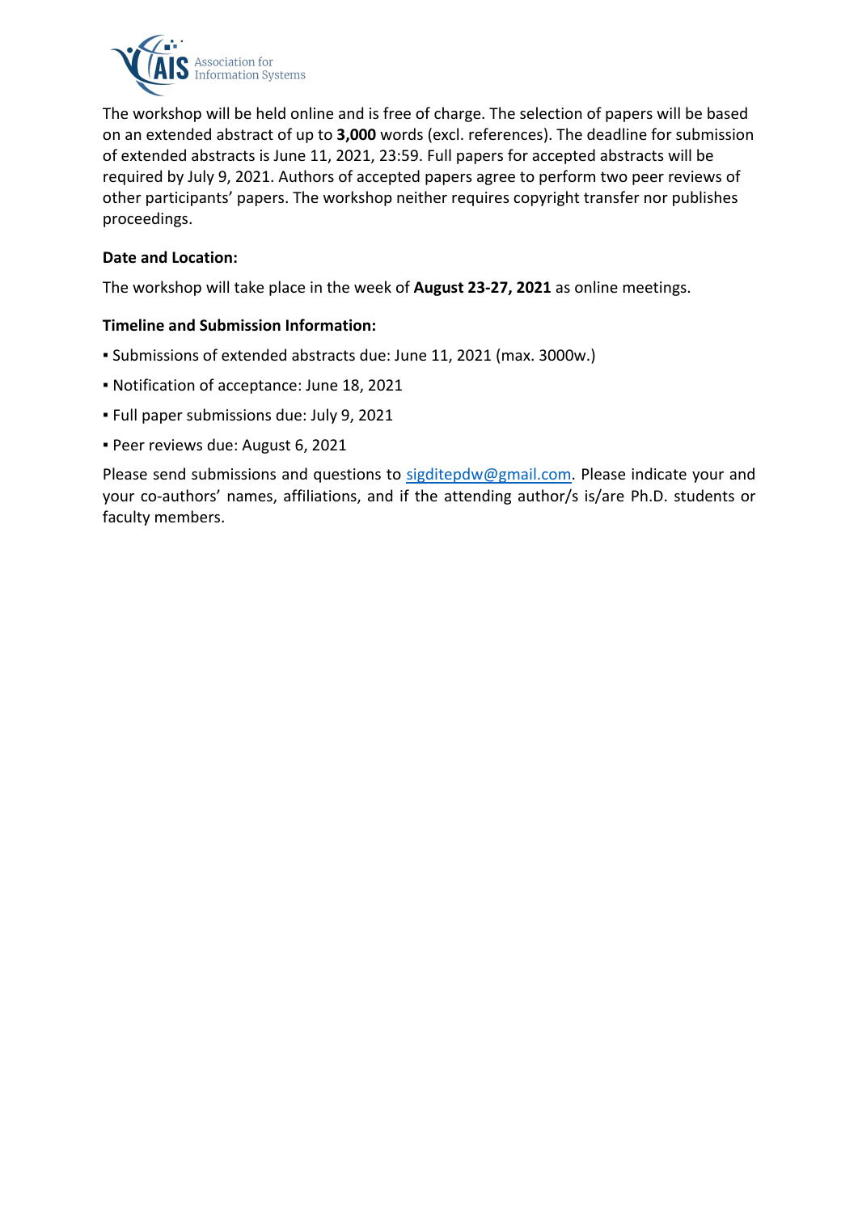The workshop will be held online and is free of charge. The selection of papers will be based on an extended abstract of up to **3,000** words (excl. references). The deadline for submission of extended abstracts is June 11, 2021, 23:59. Full papers for accepted abstracts will be required by July 9, 2021. Authors of accepted papers agree to perform two peer reviews of other participants' papers. The workshop neither requires copyright transfer nor publishes proceedings.

**Date and Location:**

The workshop will take place in the week of **August 23-27, 2021** as online meetings.

**Timeline and Submission Information:**

- Submissions of extended abstracts due: June 11, 2021 (max. 3000w.)
- Notification of acceptance: June 18, 2021
- Full paper submissions due: July 9, 2021
- Peer reviews due: August 6, 2021

Please send submissions and questions to sigditepdw@gmail.com. Please indicate your and your co-authors' names, affiliations, and if the attending author/s is/are Ph.D. students or faculty members.